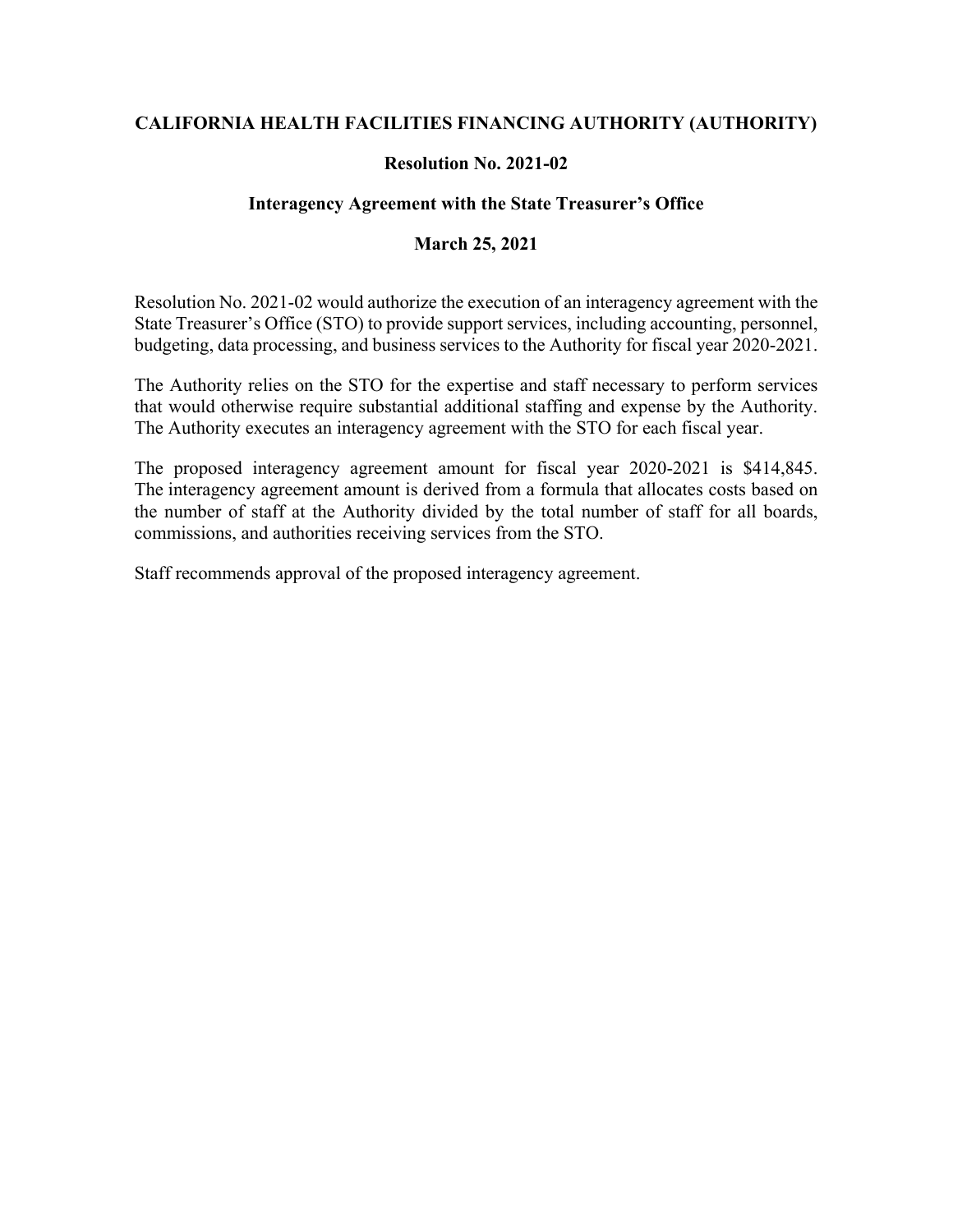**CALIFORNIA HEALTH FACILITIES FINANCING AUTHORITY (AUTHORITY)**

**Resolution No. 2021-02**

**Interagency Agreement with the State Treasurer's Office**

**March 25, 2021**

Resolution No. 2021-02 would authorize the execution of an interagency agreement with the State Treasurer's Office (STO) to provide support services, including accounting, personnel, budgeting, data processing, and business services to the Authority for fiscal year 2020-2021.

The Authority relies on the STO for the expertise and staff necessary to perform services that would otherwise require substantial additional staffing and expense by the Authority. The Authority executes an interagency agreement with the STO for each fiscal year.

The proposed interagency agreement amount for fiscal year 2020-2021 is $414,845. The interagency agreement amount is derived from a formula that allocates costs based on the number of staff at the Authority divided by the total number of staff for all boards, commissions, and authorities receiving services from the STO.

Staff recommends approval of the proposed interagency agreement.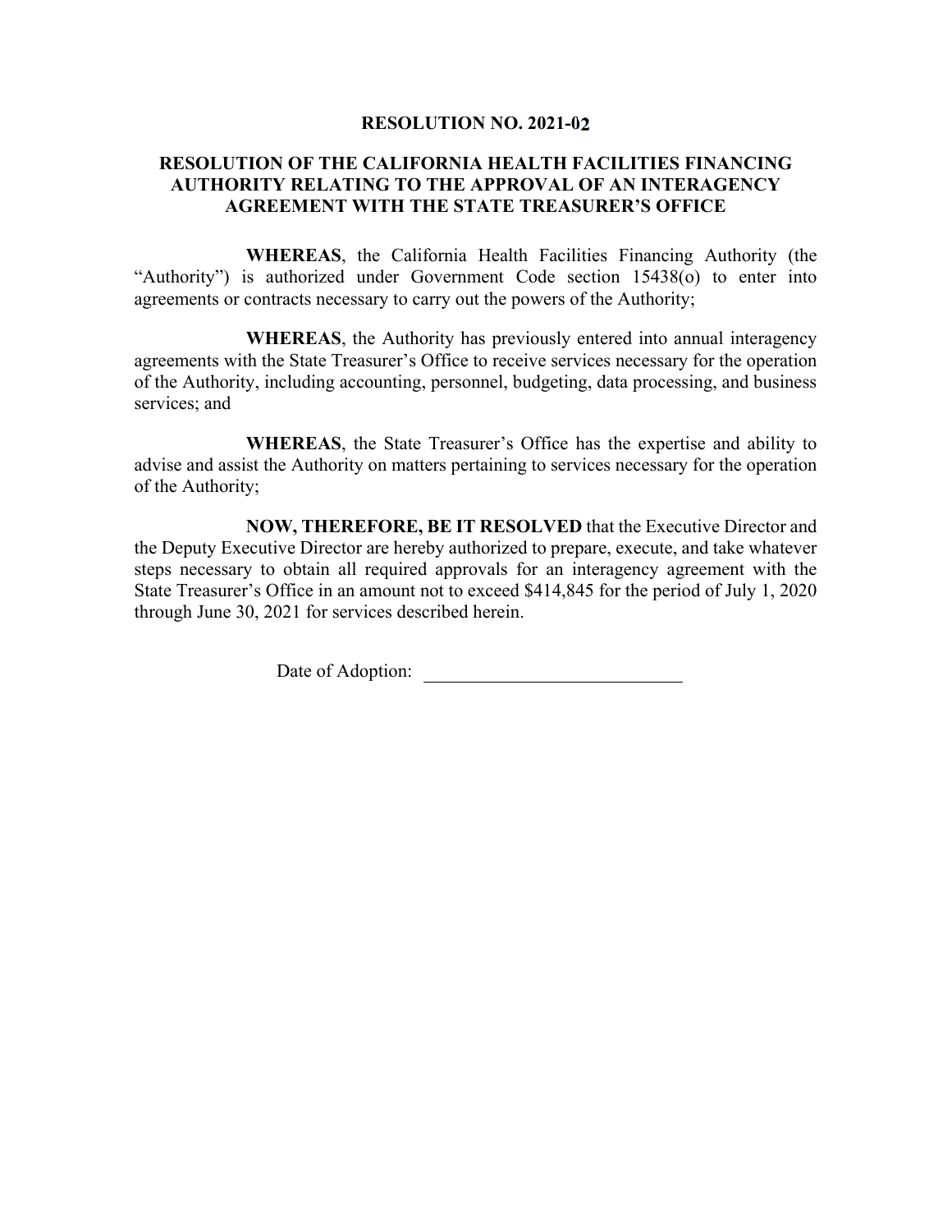**RESOLUTION NO. 2021-02**

**RESOLUTION OF THE CALIFORNIA HEALTH FACILITIES FINANCING AUTHORITY RELATING TO THE APPROVAL OF AN INTERAGENCY AGREEMENT WITH THE STATE TREASURER'S OFFICE**

**WHEREAS**, the California Health Facilities Financing Authority (the "Authority") is authorized under Government Code section 15438(o) to enter into agreements or contracts necessary to carry out the powers of the Authority;

**WHEREAS**, the Authority has previously entered into annual interagency agreements with the State Treasurer's Office to receive services necessary for the operation of the Authority, including accounting, personnel, budgeting, data processing, and business services; and

**WHEREAS**, the State Treasurer's Office has the expertise and ability to advise and assist the Authority on matters pertaining to services necessary for the operation of the Authority;

**NOW, THEREFORE, BE IT RESOLVED** that the Executive Director and the Deputy Executive Director are hereby authorized to prepare, execute, and take whatever steps necessary to obtain all required approvals for an interagency agreement with the State Treasurer's Office in an amount not to exceed $414,845 for the period of July 1, 2020 through June 30, 2021 for services described herein.

Date of Adoption: ____________________________